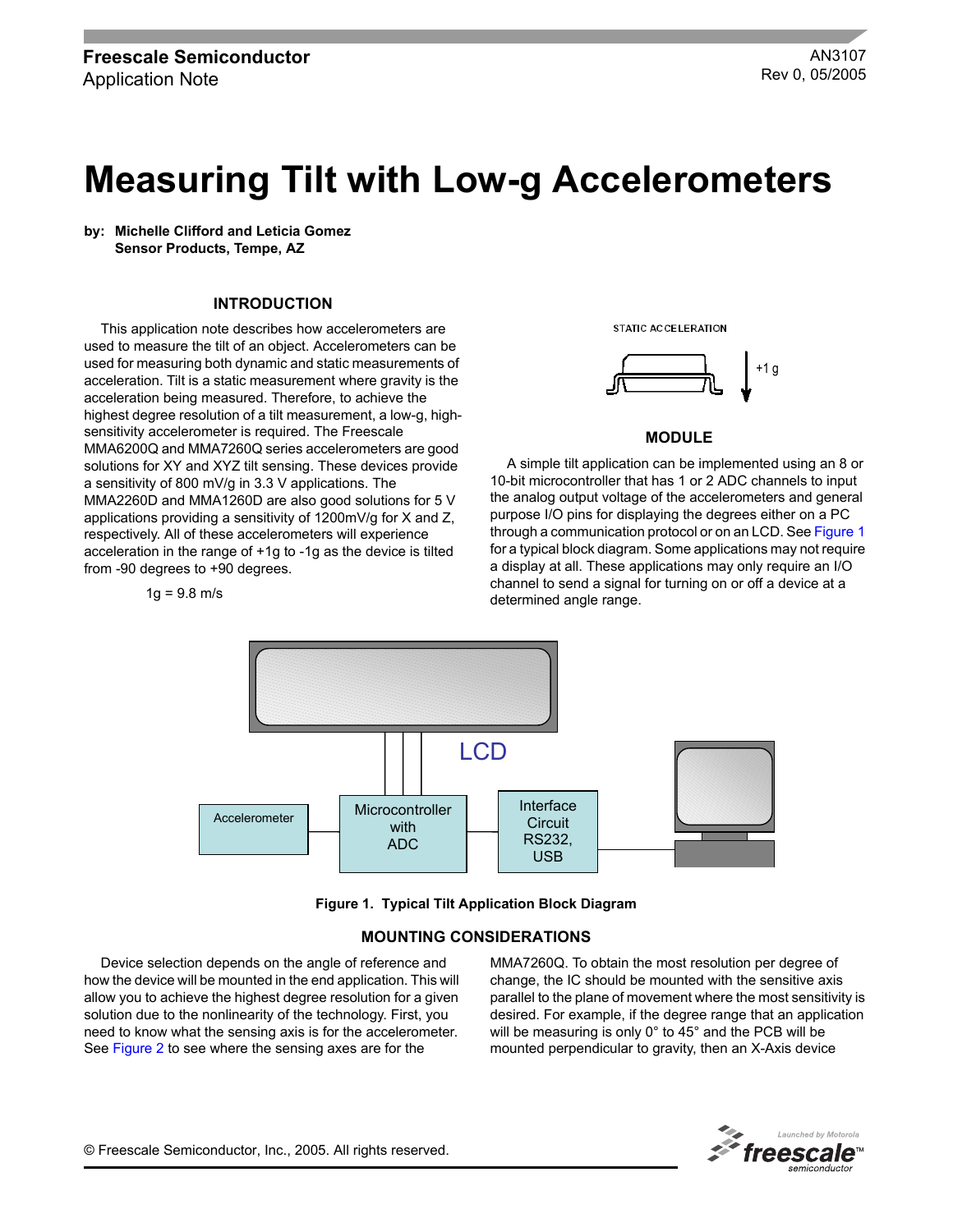Freescale Semiconductor
Application Note

AN3107
Rev 0, 05/2005

# Measuring Tilt with Low-g Accelerometers

**by: Michelle Clifford and Leticia Gomez**
**Sensor Products, Tempe, AZ**

## INTRODUCTION

This application note describes how accelerometers are used to measure the tilt of an object. Accelerometers can be used for measuring both dynamic and static measurements of acceleration. Tilt is a static measurement where gravity is the acceleration being measured. Therefore, to achieve the highest degree resolution of a tilt measurement, a low-g, high-sensitivity accelerometer is required. The Freescale MMA6200Q and MMA7260Q series accelerometers are good solutions for XY and XYZ tilt sensing. These devices provide a sensitivity of 800 mV/g in 3.3 V applications. The MMA2260D and MMA1260D are also good solutions for 5 V applications providing a sensitivity of 1200mV/g for X and Z, respectively. All of these accelerometers will experience acceleration in the range of +1g to -1g as the device is tilted from -90 degrees to +90 degrees.

1g = 9.8 m/s

STATIC ACCELERATION

+1 g

## MODULE

A simple tilt application can be implemented using an 8 or 10-bit microcontroller that has 1 or 2 ADC channels to input the analog output voltage of the accelerometers and general purpose I/O pins for displaying the degrees either on a PC through a communication protocol or on an LCD. See Figure 1 for a typical block diagram. Some applications may not require a display at all. These applications may only require an I/O channel to send a signal for turning on or off a device at a determined angle range.

LCD

Accelerometer

Microcontroller with ADC

Interface Circuit RS232, USB

**Figure 1. Typical Tilt Application Block Diagram**

## MOUNTING CONSIDERATIONS

Device selection depends on the angle of reference and how the device will be mounted in the end application. This will allow you to achieve the highest degree resolution for a given solution due to the nonlinearity of the technology. First, you need to know what the sensing axis is for the accelerometer. See Figure 2 to see where the sensing axes are for the MMA7260Q. To obtain the most resolution per degree of change, the IC should be mounted with the sensitive axis parallel to the plane of movement where the most sensitivity is desired. For example, if the degree range that an application will be measuring is only 0° to 45° and the PCB will be mounted perpendicular to gravity, then an X-Axis device

© Freescale Semiconductor, Inc., 2005. All rights reserved.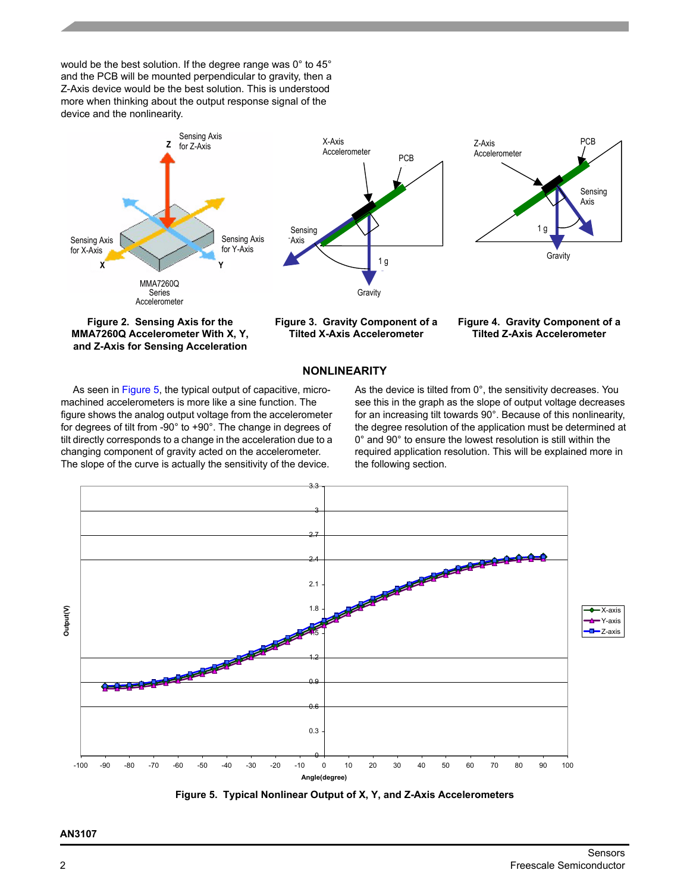would be the best solution. If the degree range was 0° to 45° and the PCB will be mounted perpendicular to gravity, then a Z-Axis device would be the best solution. This is understood more when thinking about the output response signal of the device and the nonlinearity.

**Figure 2. Sensing Axis for the MMA7260Q Accelerometer With X, Y, and Z-Axis for Sensing Acceleration**

**Figure 3. Gravity Component of a Tilted X-Axis Accelerometer**

**Figure 4. Gravity Component of a Tilted Z-Axis Accelerometer**

## NONLINEARITY

As seen in Figure 5, the typical output of capacitive, micro-machined accelerometers is more like a sine function. The figure shows the analog output voltage from the accelerometer for degrees of tilt from -90° to +90°. The change in degrees of tilt directly corresponds to a change in the acceleration due to a changing component of gravity acted on the accelerometer. The slope of the curve is actually the sensitivity of the device.

As the device is tilted from 0°, the sensitivity decreases. You see this in the graph as the slope of output voltage decreases for an increasing tilt towards 90°. Because of this nonlinearity, the degree resolution of the application must be determined at 0° and 90° to ensure the lowest resolution is still within the required application resolution. This will be explained more in the following section.

**Figure 5. Typical Nonlinear Output of X, Y, and Z-Axis Accelerometers**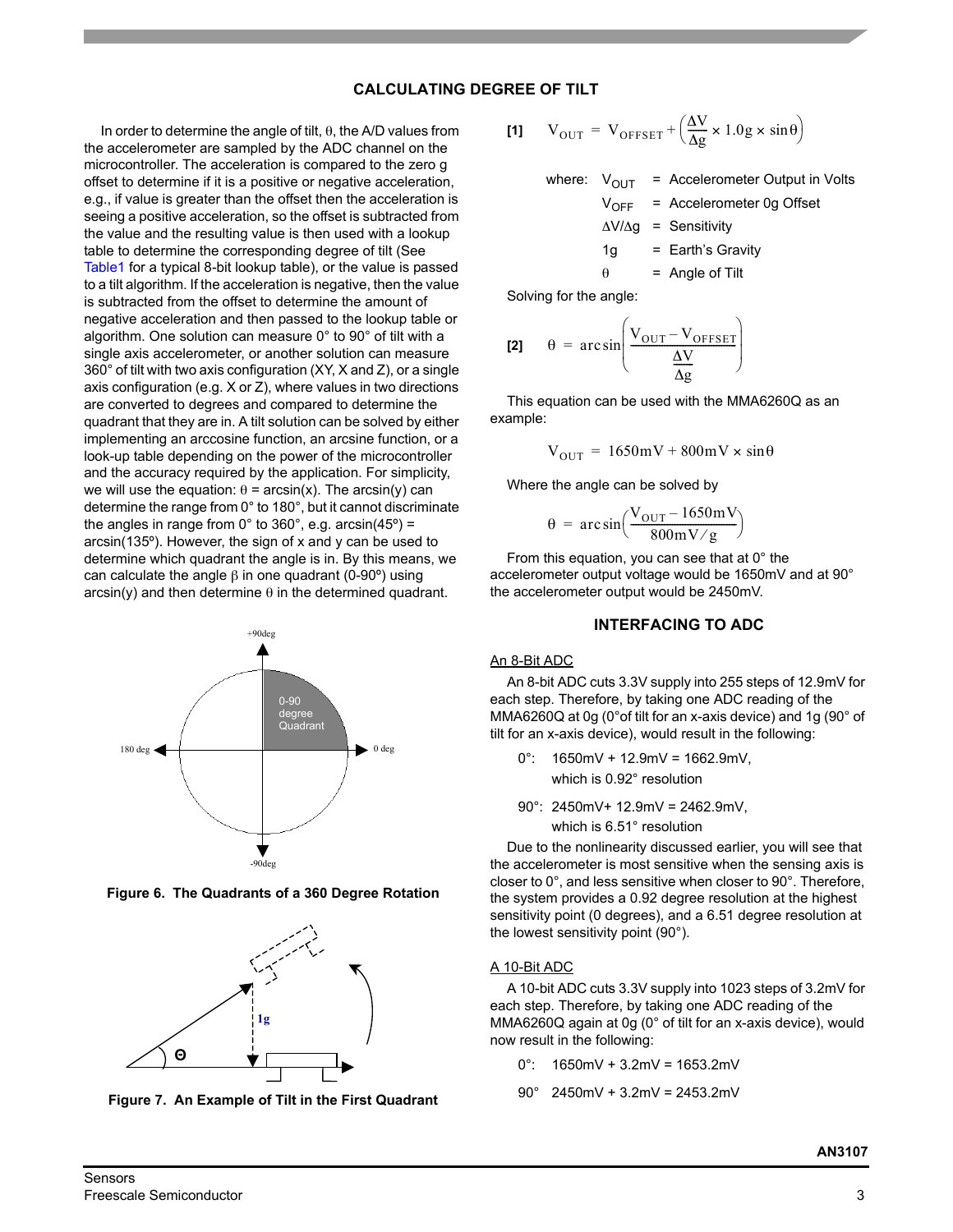## CALCULATING DEGREE OF TILT

In order to determine the angle of tilt, $\theta$, the A/D values from the accelerometer are sampled by the ADC channel on the microcontroller. The acceleration is compared to the zero g offset to determine if it is a positive or negative acceleration, e.g., if value is greater than the offset then the acceleration is seeing a positive acceleration, so the offset is subtracted from the value and the resulting value is then used with a lookup table to determine the corresponding degree of tilt (See Table1 for a typical 8-bit lookup table), or the value is passed to a tilt algorithm. If the acceleration is negative, then the value is subtracted from the offset to determine the amount of negative acceleration and then passed to the lookup table or algorithm. One solution can measure 0° to 90° of tilt with a single axis accelerometer, or another solution can measure 360° of tilt with two axis configuration (XY, X and Z), or a single axis configuration (e.g. X or Z), where values in two directions are converted to degrees and compared to determine the quadrant that they are in. A tilt solution can be solved by either implementing an arccosine function, an arcsine function, or a look-up table depending on the power of the microcontroller and the accuracy required by the application. For simplicity, we will use the equation: $\theta = \arcsin(x)$. The arcsin(y) can determine the range from 0° to 180°, but it cannot discriminate the angles in range from 0° to 360°, e.g. arcsin(45º) = arcsin(135º). However, the sign of x and y can be used to determine which quadrant the angle is in. By this means, we can calculate the angle $\beta$ in one quadrant (0-90º) using arcsin(y) and then determine $\theta$ in the determined quadrant.

Figure 6. The Quadrants of a 360 Degree Rotation

Figure 7. An Example of Tilt in the First Quadrant

**[1]**

$$V_{OUT} = V_{OFFSET} + \left(\frac{\Delta V}{\Delta g} \times 1.0g \times \sin\theta\right)$$

where:
- $V_{OUT}$ = Accelerometer Output in Volts
- $V_{OFF}$ = Accelerometer 0g Offset
- $\Delta V/\Delta g$ = Sensitivity
- 1g = Earth's Gravity
- $\theta$ = Angle of Tilt

Solving for the angle:

**[2]**

$$\theta = \arcsin\left(\frac{V_{OUT} - V_{OFFSET}}{\frac{\Delta V}{\Delta g}}\right)$$

This equation can be used with the MMA6260Q as an example:

$$V_{OUT} = 1650\text{mV} + 800\text{mV} \times \sin\theta$$

Where the angle can be solved by

$$\theta = \arcsin\left(\frac{V_{OUT} - 1650\text{mV}}{800\text{mV}/g}\right)$$

From this equation, you can see that at 0° the accelerometer output voltage would be 1650mV and at 90° the accelerometer output would be 2450mV.

## INTERFACING TO ADC

<u>An 8-Bit ADC</u>

An 8-bit ADC cuts 3.3V supply into 255 steps of 12.9mV for each step. Therefore, by taking one ADC reading of the MMA6260Q at 0g (0°of tilt for an x-axis device) and 1g (90° of tilt for an x-axis device), would result in the following:

0°: 1650mV + 12.9mV = 1662.9mV,
which is 0.92° resolution

90°: 2450mV+ 12.9mV = 2462.9mV,
which is 6.51° resolution

Due to the nonlinearity discussed earlier, you will see that the accelerometer is most sensitive when the sensing axis is closer to 0°, and less sensitive when closer to 90°. Therefore, the system provides a 0.92 degree resolution at the highest sensitivity point (0 degrees), and a 6.51 degree resolution at the lowest sensitivity point (90°).

<u>A 10-Bit ADC</u>

A 10-bit ADC cuts 3.3V supply into 1023 steps of 3.2mV for each step. Therefore, by taking one ADC reading of the MMA6260Q again at 0g (0° of tilt for an x-axis device), would now result in the following:

0°: 1650mV + 3.2mV = 1653.2mV

90° 2450mV + 3.2mV = 2453.2mV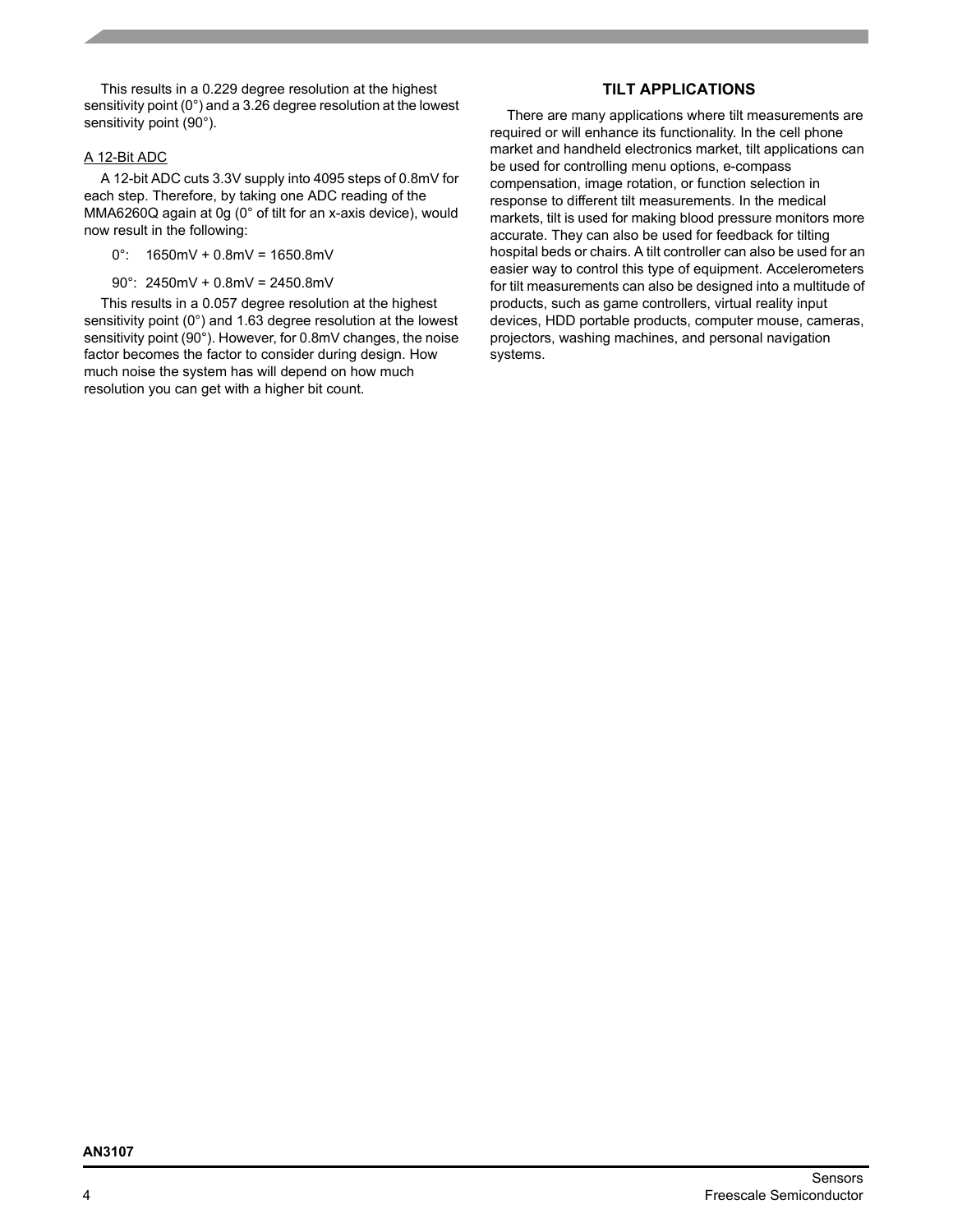This results in a 0.229 degree resolution at the highest sensitivity point (0°) and a 3.26 degree resolution at the lowest sensitivity point (90°).

A 12-Bit ADC

A 12-bit ADC cuts 3.3V supply into 4095 steps of 0.8mV for each step. Therefore, by taking one ADC reading of the MMA6260Q again at 0g (0° of tilt for an x-axis device), would now result in the following:

0°: 1650mV + 0.8mV = 1650.8mV

90°: 2450mV + 0.8mV = 2450.8mV

This results in a 0.057 degree resolution at the highest sensitivity point (0°) and 1.63 degree resolution at the lowest sensitivity point (90°). However, for 0.8mV changes, the noise factor becomes the factor to consider during design. How much noise the system has will depend on how much resolution you can get with a higher bit count.

## TILT APPLICATIONS

There are many applications where tilt measurements are required or will enhance its functionality. In the cell phone market and handheld electronics market, tilt applications can be used for controlling menu options, e-compass compensation, image rotation, or function selection in response to different tilt measurements. In the medical markets, tilt is used for making blood pressure monitors more accurate. They can also be used for feedback for tilting hospital beds or chairs. A tilt controller can also be used for an easier way to control this type of equipment. Accelerometers for tilt measurements can also be designed into a multitude of products, such as game controllers, virtual reality input devices, HDD portable products, computer mouse, cameras, projectors, washing machines, and personal navigation systems.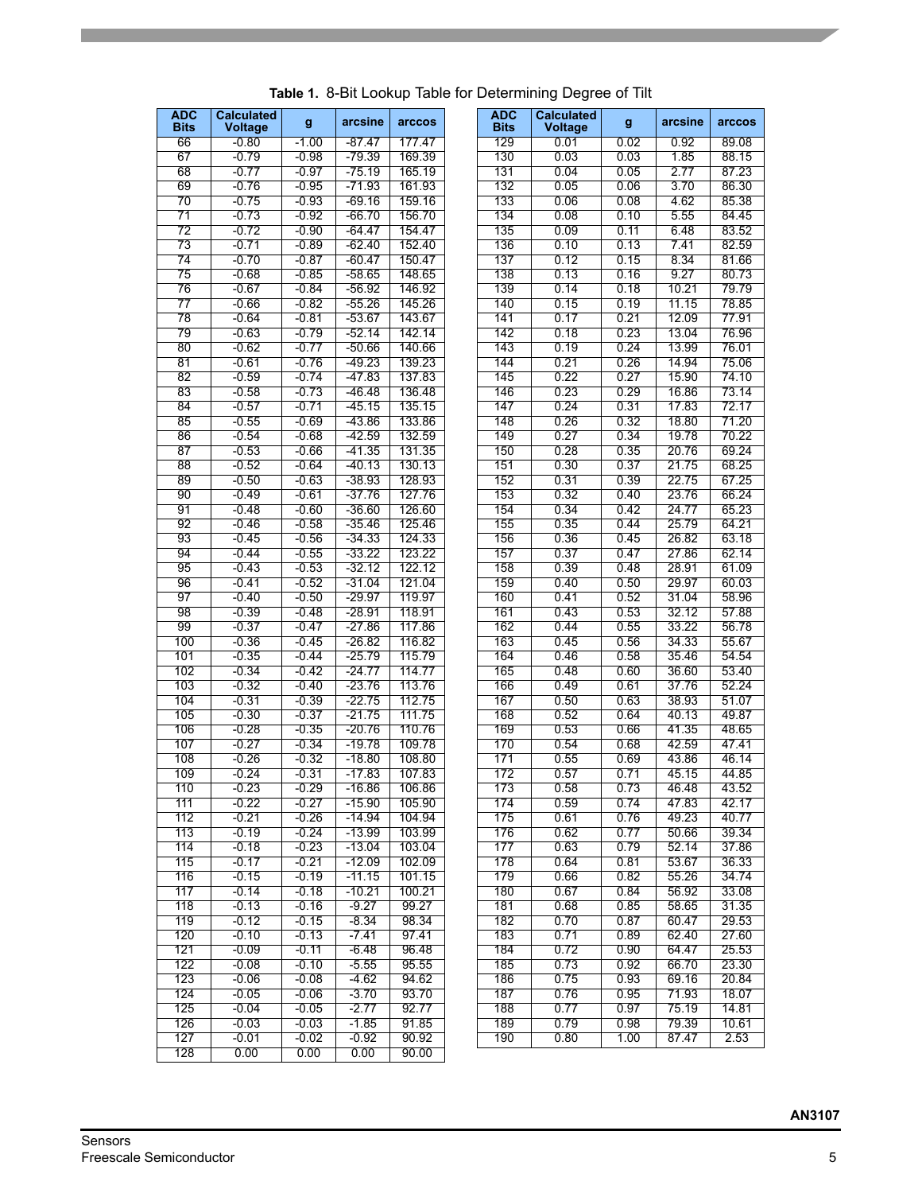**Table 1.** 8-Bit Lookup Table for Determining Degree of Tilt

| ADC Bits | Calculated Voltage | g | arcsine | arccos |
|---|---|---|---|---|
| 66 | -0.80 | -1.00 | -87.47 | 177.47 |
| 67 | -0.79 | -0.98 | -79.39 | 169.39 |
| 68 | -0.77 | -0.97 | -75.19 | 165.19 |
| 69 | -0.76 | -0.95 | -71.93 | 161.93 |
| 70 | -0.75 | -0.93 | -69.16 | 159.16 |
| 71 | -0.73 | -0.92 | -66.70 | 156.70 |
| 72 | -0.72 | -0.90 | -64.47 | 154.47 |
| 73 | -0.71 | -0.89 | -62.40 | 152.40 |
| 74 | -0.70 | -0.87 | -60.47 | 150.47 |
| 75 | -0.68 | -0.85 | -58.65 | 148.65 |
| 76 | -0.67 | -0.84 | -56.92 | 146.92 |
| 77 | -0.66 | -0.82 | -55.26 | 145.26 |
| 78 | -0.64 | -0.81 | -53.67 | 143.67 |
| 79 | -0.63 | -0.79 | -52.14 | 142.14 |
| 80 | -0.62 | -0.77 | -50.66 | 140.66 |
| 81 | -0.61 | -0.76 | -49.23 | 139.23 |
| 82 | -0.59 | -0.74 | -47.83 | 137.83 |
| 83 | -0.58 | -0.73 | -46.48 | 136.48 |
| 84 | -0.57 | -0.71 | -45.15 | 135.15 |
| 85 | -0.55 | -0.69 | -43.86 | 133.86 |
| 86 | -0.54 | -0.68 | -42.59 | 132.59 |
| 87 | -0.53 | -0.66 | -41.35 | 131.35 |
| 88 | -0.52 | -0.64 | -40.13 | 130.13 |
| 89 | -0.50 | -0.63 | -38.93 | 128.93 |
| 90 | -0.49 | -0.61 | -37.76 | 127.76 |
| 91 | -0.48 | -0.60 | -36.60 | 126.60 |
| 92 | -0.46 | -0.58 | -35.46 | 125.46 |
| 93 | -0.45 | -0.56 | -34.33 | 124.33 |
| 94 | -0.44 | -0.55 | -33.22 | 123.22 |
| 95 | -0.43 | -0.53 | -32.12 | 122.12 |
| 96 | -0.41 | -0.52 | -31.04 | 121.04 |
| 97 | -0.40 | -0.50 | -29.97 | 119.97 |
| 98 | -0.39 | -0.48 | -28.91 | 118.91 |
| 99 | -0.37 | -0.47 | -27.86 | 117.86 |
| 100 | -0.36 | -0.45 | -26.82 | 116.82 |
| 101 | -0.35 | -0.44 | -25.79 | 115.79 |
| 102 | -0.34 | -0.42 | -24.77 | 114.77 |
| 103 | -0.32 | -0.40 | -23.76 | 113.76 |
| 104 | -0.31 | -0.39 | -22.75 | 112.75 |
| 105 | -0.30 | -0.37 | -21.75 | 111.75 |
| 106 | -0.28 | -0.35 | -20.76 | 110.76 |
| 107 | -0.27 | -0.34 | -19.78 | 109.78 |
| 108 | -0.26 | -0.32 | -18.80 | 108.80 |
| 109 | -0.24 | -0.31 | -17.83 | 107.83 |
| 110 | -0.23 | -0.29 | -16.86 | 106.86 |
| 111 | -0.22 | -0.27 | -15.90 | 105.90 |
| 112 | -0.21 | -0.26 | -14.94 | 104.94 |
| 113 | -0.19 | -0.24 | -13.99 | 103.99 |
| 114 | -0.18 | -0.23 | -13.04 | 103.04 |
| 115 | -0.17 | -0.21 | -12.09 | 102.09 |
| 116 | -0.15 | -0.19 | -11.15 | 101.15 |
| 117 | -0.14 | -0.18 | -10.21 | 100.21 |
| 118 | -0.13 | -0.16 | -9.27 | 99.27 |
| 119 | -0.12 | -0.15 | -8.34 | 98.34 |
| 120 | -0.10 | -0.13 | -7.41 | 97.41 |
| 121 | -0.09 | -0.11 | -6.48 | 96.48 |
| 122 | -0.08 | -0.10 | -5.55 | 95.55 |
| 123 | -0.06 | -0.08 | -4.62 | 94.62 |
| 124 | -0.05 | -0.06 | -3.70 | 93.70 |
| 125 | -0.04 | -0.05 | -2.77 | 92.77 |
| 126 | -0.03 | -0.03 | -1.85 | 91.85 |
| 127 | -0.01 | -0.02 | -0.92 | 90.92 |
| 128 | 0.00 | 0.00 | 0.00 | 90.00 |
| 129 | 0.01 | 0.02 | 0.92 | 89.08 |
| 130 | 0.03 | 0.03 | 1.85 | 88.15 |
| 131 | 0.04 | 0.05 | 2.77 | 87.23 |
| 132 | 0.05 | 0.06 | 3.70 | 86.30 |
| 133 | 0.06 | 0.08 | 4.62 | 85.38 |
| 134 | 0.08 | 0.10 | 5.55 | 84.45 |
| 135 | 0.09 | 0.11 | 6.48 | 83.52 |
| 136 | 0.10 | 0.13 | 7.41 | 82.59 |
| 137 | 0.12 | 0.15 | 8.34 | 81.66 |
| 138 | 0.13 | 0.16 | 9.27 | 80.73 |
| 139 | 0.14 | 0.18 | 10.21 | 79.79 |
| 140 | 0.15 | 0.19 | 11.15 | 78.85 |
| 141 | 0.17 | 0.21 | 12.09 | 77.91 |
| 142 | 0.18 | 0.23 | 13.04 | 76.96 |
| 143 | 0.19 | 0.24 | 13.99 | 76.01 |
| 144 | 0.21 | 0.26 | 14.94 | 75.06 |
| 145 | 0.22 | 0.27 | 15.90 | 74.10 |
| 146 | 0.23 | 0.29 | 16.86 | 73.14 |
| 147 | 0.24 | 0.31 | 17.83 | 72.17 |
| 148 | 0.26 | 0.32 | 18.80 | 71.20 |
| 149 | 0.27 | 0.34 | 19.78 | 70.22 |
| 150 | 0.28 | 0.35 | 20.76 | 69.24 |
| 151 | 0.30 | 0.37 | 21.75 | 68.25 |
| 152 | 0.31 | 0.39 | 22.75 | 67.25 |
| 153 | 0.32 | 0.40 | 23.76 | 66.24 |
| 154 | 0.34 | 0.42 | 24.77 | 65.23 |
| 155 | 0.35 | 0.44 | 25.79 | 64.21 |
| 156 | 0.36 | 0.45 | 26.82 | 63.18 |
| 157 | 0.37 | 0.47 | 27.86 | 62.14 |
| 158 | 0.39 | 0.48 | 28.91 | 61.09 |
| 159 | 0.40 | 0.50 | 29.97 | 60.03 |
| 160 | 0.41 | 0.52 | 31.04 | 58.96 |
| 161 | 0.43 | 0.53 | 32.12 | 57.88 |
| 162 | 0.44 | 0.55 | 33.22 | 56.78 |
| 163 | 0.45 | 0.56 | 34.33 | 55.67 |
| 164 | 0.46 | 0.58 | 35.46 | 54.54 |
| 165 | 0.48 | 0.60 | 36.60 | 53.40 |
| 166 | 0.49 | 0.61 | 37.76 | 52.24 |
| 167 | 0.50 | 0.63 | 38.93 | 51.07 |
| 168 | 0.52 | 0.64 | 40.13 | 49.87 |
| 169 | 0.53 | 0.66 | 41.35 | 48.65 |
| 170 | 0.54 | 0.68 | 42.59 | 47.41 |
| 171 | 0.55 | 0.69 | 43.86 | 46.14 |
| 172 | 0.57 | 0.71 | 45.15 | 44.85 |
| 173 | 0.58 | 0.73 | 46.48 | 43.52 |
| 174 | 0.59 | 0.74 | 47.83 | 42.17 |
| 175 | 0.61 | 0.76 | 49.23 | 40.77 |
| 176 | 0.62 | 0.77 | 50.66 | 39.34 |
| 177 | 0.63 | 0.79 | 52.14 | 37.86 |
| 178 | 0.64 | 0.81 | 53.67 | 36.33 |
| 179 | 0.66 | 0.82 | 55.26 | 34.74 |
| 180 | 0.67 | 0.84 | 56.92 | 33.08 |
| 181 | 0.68 | 0.85 | 58.65 | 31.35 |
| 182 | 0.70 | 0.87 | 60.47 | 29.53 |
| 183 | 0.71 | 0.89 | 62.40 | 27.60 |
| 184 | 0.72 | 0.90 | 64.47 | 25.53 |
| 185 | 0.73 | 0.92 | 66.70 | 23.30 |
| 186 | 0.75 | 0.93 | 69.16 | 20.84 |
| 187 | 0.76 | 0.95 | 71.93 | 18.07 |
| 188 | 0.77 | 0.97 | 75.19 | 14.81 |
| 189 | 0.79 | 0.98 | 79.39 | 10.61 |
| 190 | 0.80 | 1.00 | 87.47 | 2.53 |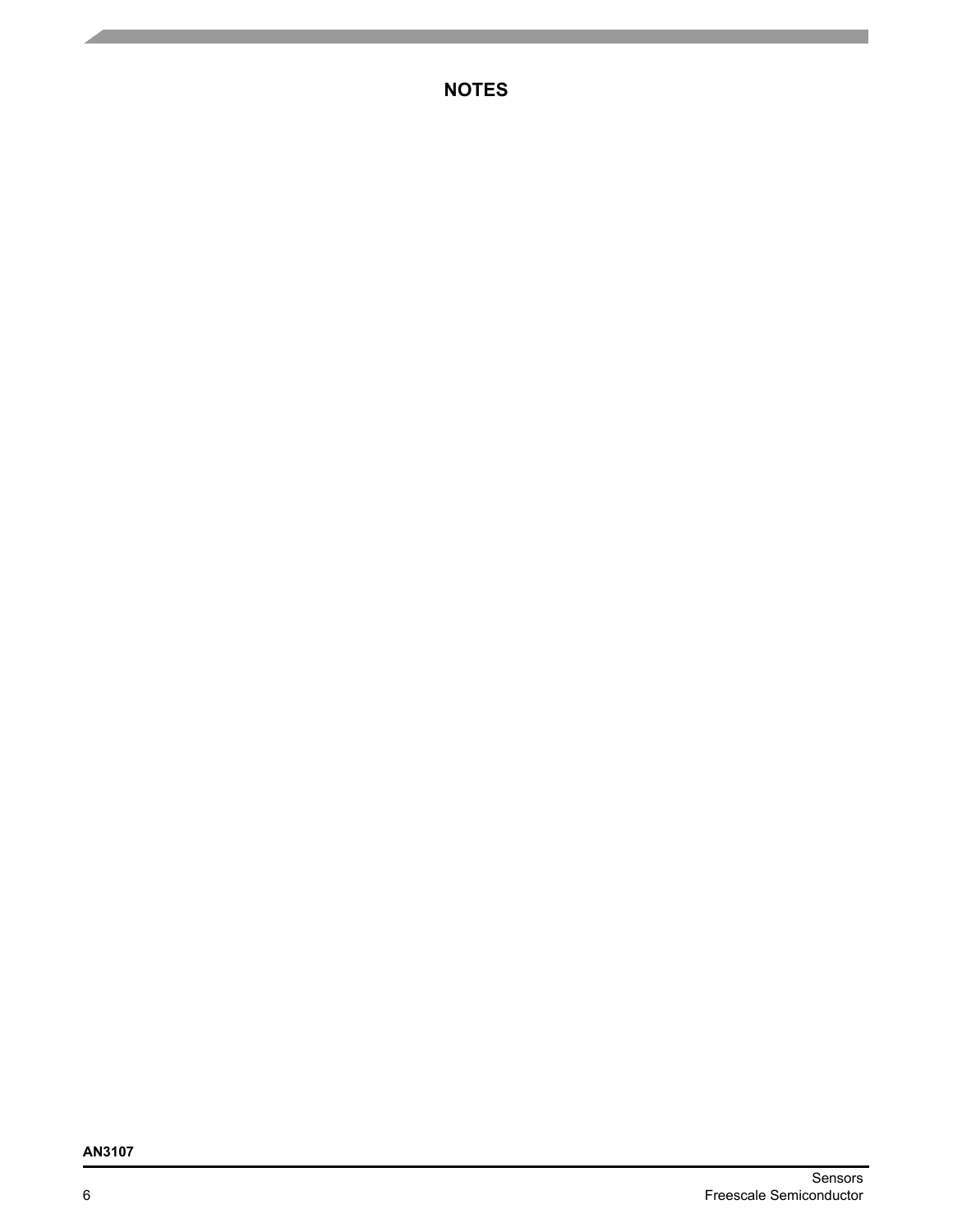## NOTES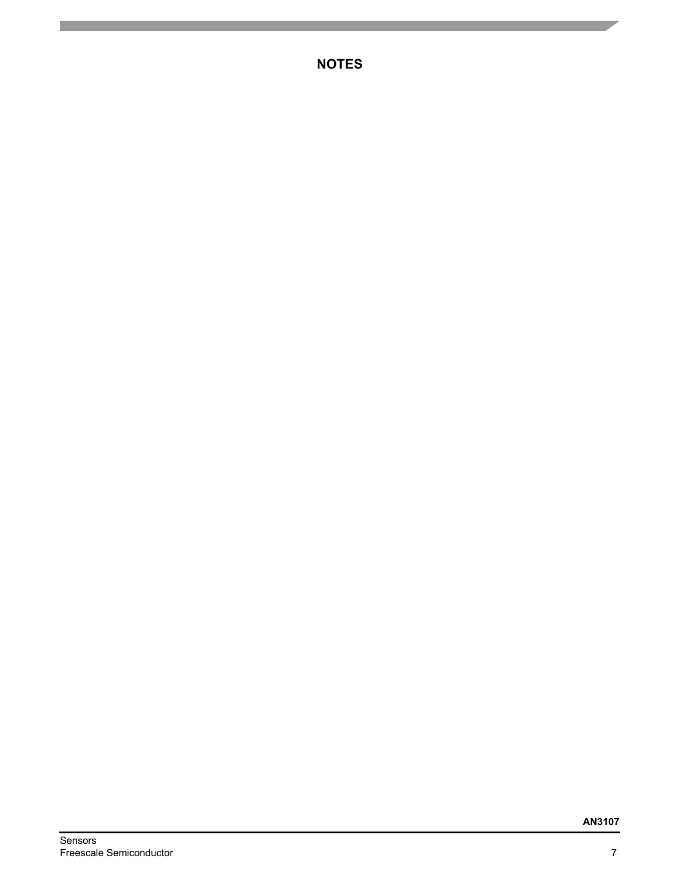## NOTES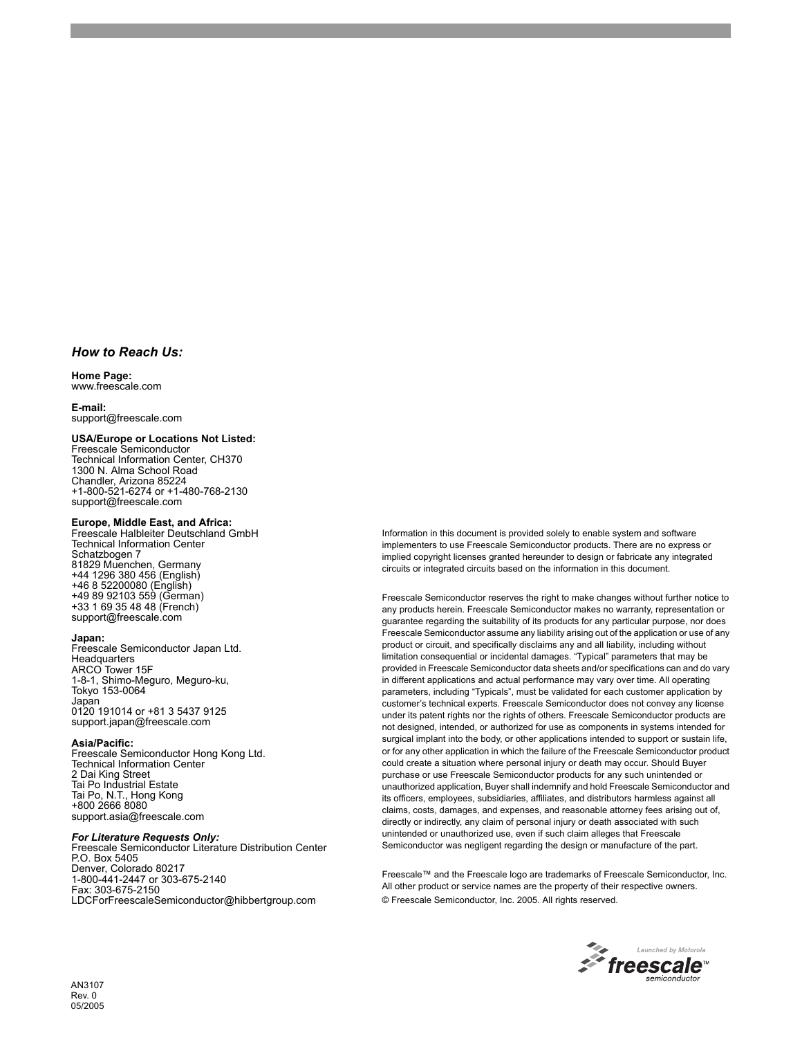*How to Reach Us:*

**Home Page:**
www.freescale.com

**E-mail:**
support@freescale.com

**USA/Europe or Locations Not Listed:**
Freescale Semiconductor
Technical Information Center, CH370
1300 N. Alma School Road
Chandler, Arizona 85224
+1-800-521-6274 or +1-480-768-2130
support@freescale.com

**Europe, Middle East, and Africa:**
Freescale Halbleiter Deutschland GmbH
Technical Information Center
Schatzbogen 7
81829 Muenchen, Germany
+44 1296 380 456 (English)
+46 8 52200080 (English)
+49 89 92103 559 (German)
+33 1 69 35 48 48 (French)
support@freescale.com

**Japan:**
Freescale Semiconductor Japan Ltd.
Headquarters
ARCO Tower 15F
1-8-1, Shimo-Meguro, Meguro-ku,
Tokyo 153-0064
Japan
0120 191014 or +81 3 5437 9125
support.japan@freescale.com

**Asia/Pacific:**
Freescale Semiconductor Hong Kong Ltd.
Technical Information Center
2 Dai King Street
Tai Po Industrial Estate
Tai Po, N.T., Hong Kong
+800 2666 8080
support.asia@freescale.com

***For Literature Requests Only:***
Freescale Semiconductor Literature Distribution Center
P.O. Box 5405
Denver, Colorado 80217
1-800-441-2447 or 303-675-2140
Fax: 303-675-2150
LDCForFreescaleSemiconductor@hibbertgroup.com

Information in this document is provided solely to enable system and software implementers to use Freescale Semiconductor products. There are no express or implied copyright licenses granted hereunder to design or fabricate any integrated circuits or integrated circuits based on the information in this document.

Freescale Semiconductor reserves the right to make changes without further notice to any products herein. Freescale Semiconductor makes no warranty, representation or guarantee regarding the suitability of its products for any particular purpose, nor does Freescale Semiconductor assume any liability arising out of the application or use of any product or circuit, and specifically disclaims any and all liability, including without limitation consequential or incidental damages. "Typical" parameters that may be provided in Freescale Semiconductor data sheets and/or specifications can and do vary in different applications and actual performance may vary over time. All operating parameters, including "Typicals", must be validated for each customer application by customer's technical experts. Freescale Semiconductor does not convey any license under its patent rights nor the rights of others. Freescale Semiconductor products are not designed, intended, or authorized for use as components in systems intended for surgical implant into the body, or other applications intended to support or sustain life, or for any other application in which the failure of the Freescale Semiconductor product could create a situation where personal injury or death may occur. Should Buyer purchase or use Freescale Semiconductor products for any such unintended or unauthorized application, Buyer shall indemnify and hold Freescale Semiconductor and its officers, employees, subsidiaries, affiliates, and distributors harmless against all claims, costs, damages, and expenses, and reasonable attorney fees arising out of, directly or indirectly, any claim of personal injury or death associated with such unintended or unauthorized use, even if such claim alleges that Freescale Semiconductor was negligent regarding the design or manufacture of the part.

Freescale™ and the Freescale logo are trademarks of Freescale Semiconductor, Inc. All other product or service names are the property of their respective owners.
© Freescale Semiconductor, Inc. 2005. All rights reserved.

Launched by Motorola
freescale™
semiconductor

AN3107
Rev. 0
05/2005